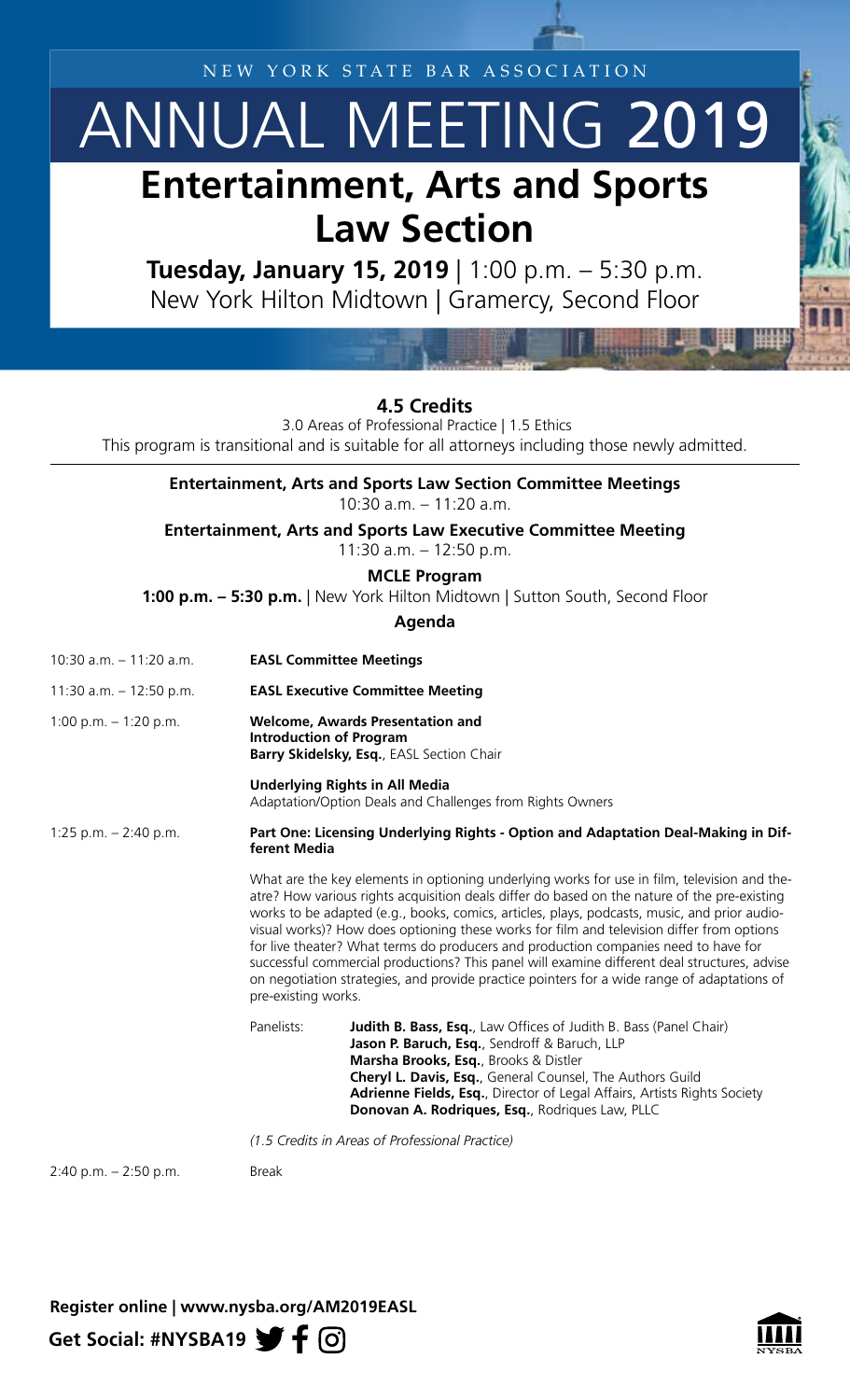NEW YORK STATE BAR ASSOCIATION

# ANNUAL MEETING 2019

# Entertainment, Arts and Sports Law Section

**Tuesday, January 15, 2019** | 1:00 p.m. – 5:30 p.m.
New York Hilton Midtown | Gramercy, Second Floor

### 4.5 Credits

3.0 Areas of Professional Practice | 1.5 Ethics
This program is transitional and is suitable for all attorneys including those newly admitted.

**Entertainment, Arts and Sports Law Section Committee Meetings**
10:30 a.m. – 11:20 a.m.

**Entertainment, Arts and Sports Law Executive Committee Meeting**
11:30 a.m. – 12:50 p.m.

**MCLE Program**
**1:00 p.m. – 5:30 p.m.** | New York Hilton Midtown | Sutton South, Second Floor

**Agenda**

10:30 a.m. – 11:20 a.m. **EASL Committee Meetings**

11:30 a.m. – 12:50 p.m. **EASL Executive Committee Meeting**

1:00 p.m. – 1:20 p.m. **Welcome, Awards Presentation and Introduction of Program**
**Barry Skidelsky, Esq.**, EASL Section Chair

**Underlying Rights in All Media**
Adaptation/Option Deals and Challenges from Rights Owners

1:25 p.m. – 2:40 p.m. **Part One: Licensing Underlying Rights - Option and Adaptation Deal-Making in Different Media**

What are the key elements in optioning underlying works for use in film, television and theatre? How various rights acquisition deals differ do based on the nature of the pre-existing works to be adapted (e.g., books, comics, articles, plays, podcasts, music, and prior audiovisual works)? How does optioning these works for film and television differ from options for live theater? What terms do producers and production companies need to have for successful commercial productions? This panel will examine different deal structures, advise on negotiation strategies, and provide practice pointers for a wide range of adaptations of pre-existing works.

Panelists:
- **Judith B. Bass, Esq.**, Law Offices of Judith B. Bass (Panel Chair)
- **Jason P. Baruch, Esq.**, Sendroff & Baruch, LLP
- **Marsha Brooks, Esq.**, Brooks & Distler
- **Cheryl L. Davis, Esq.**, General Counsel, The Authors Guild
- **Adrienne Fields, Esq.**, Director of Legal Affairs, Artists Rights Society
- **Donovan A. Rodriques, Esq.**, Rodriques Law, PLLC

*(1.5 Credits in Areas of Professional Practice)*

2:40 p.m. – 2:50 p.m. Break

**Register online | www.nysba.org/AM2019EASL**

**Get Social: #NYSBA19**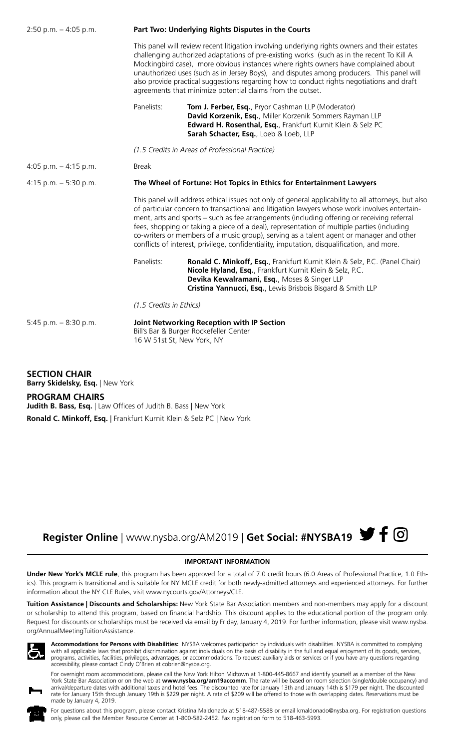**2:50 p.m. – 4:05 p.m.** | **Part Two: Underlying Rights Disputes in the Courts**

This panel will review recent litigation involving underlying rights owners and their estates challenging authorized adaptations of pre-existing works (such as in the recent To Kill A Mockingbird case), more obvious instances where rights owners have complained about unauthorized uses (such as in Jersey Boys), and disputes among producers. This panel will also provide practical suggestions regarding how to conduct rights negotiations and draft agreements that minimize potential claims from the outset.

Panelists:
**Tom J. Ferber, Esq.**, Pryor Cashman LLP (Moderator)
**David Korzenik, Esq.**, Miller Korzenik Sommers Rayman LLP
**Edward H. Rosenthal, Esq.**, Frankfurt Kurnit Klein & Selz PC
**Sarah Schacter, Esq.**, Loeb & Loeb, LLP

*(1.5 Credits in Areas of Professional Practice)*

**4:05 p.m. – 4:15 p.m.** | Break

**4:15 p.m. – 5:30 p.m.** | **The Wheel of Fortune: Hot Topics in Ethics for Entertainment Lawyers**

This panel will address ethical issues not only of general applicability to all attorneys, but also of particular concern to transactional and litigation lawyers whose work involves entertainment, arts and sports – such as fee arrangements (including offering or receiving referral fees, shopping or taking a piece of a deal), representation of multiple parties (including co-writers or members of a music group), serving as a talent agent or manager and other conflicts of interest, privilege, confidentiality, imputation, disqualification, and more.

Panelists:
**Ronald C. Minkoff, Esq.**, Frankfurt Kurnit Klein & Selz, P.C. (Panel Chair)
**Nicole Hyland, Esq.**, Frankfurt Kurnit Klein & Selz, P.C.
**Devika Kewalramani, Esq.**, Moses & Singer LLP
**Cristina Yannucci, Esq.**, Lewis Brisbois Bisgard & Smith LLP

*(1.5 Credits in Ethics)*

**5:45 p.m. – 8:30 p.m.** | **Joint Networking Reception with IP Section**
Bill's Bar & Burger Rockefeller Center
16 W 51st St, New York, NY

## SECTION CHAIR

**Barry Skidelsky, Esq.** | New York

## PROGRAM CHAIRS

**Judith B. Bass, Esq.** | Law Offices of Judith B. Bass | New York

**Ronald C. Minkoff, Esq.** | Frankfurt Kurnit Klein & Selz PC | New York

**Register Online** | www.nysba.org/AM2019 | **Get Social: #NYSBA19**

## IMPORTANT INFORMATION

**Under New York's MCLE rule**, this program has been approved for a total of 7.0 credit hours (6.0 Areas of Professional Practice, 1.0 Ethics). This program is transitional and is suitable for NY MCLE credit for both newly-admitted attorneys and experienced attorneys. For further information about the NY CLE Rules, visit www.nycourts.gov/Attorneys/CLE.

**Tuition Assistance | Discounts and Scholarships:** New York State Bar Association members and non-members may apply for a discount or scholarship to attend this program, based on financial hardship. This discount applies to the educational portion of the program only. Request for discounts or scholarships must be received via email by Friday, January 4, 2019. For further information, please visit www.nysba.org/AnnualMeetingTuitionAssistance.

**Accommodations for Persons with Disabilities:** NYSBA welcomes participation by individuals with disabilities. NYSBA is committed to complying with all applicable laws that prohibit discrimination against individuals on the basis of disability in the full and equal enjoyment of its goods, services, programs, activities, facilities, privileges, advantages, or accommodations. To request auxiliary aids or services or if you have any questions regarding accessibility, please contact Cindy O'Brien at cobrien@nysba.org.

For overnight room accommodations, please call the New York Hilton Midtown at 1-800-445-8667 and identify yourself as a member of the New York State Bar Association or on the web at **www.nysba.org/am19accomm**. The rate will be based on room selection (single/double occupancy) and arrival/departure dates with additional taxes and hotel fees. The discounted rate for January 13th and January 14th is $179 per night. The discounted rate for January 15th through January 19th is $229 per night. A rate of $209 will be offered to those with overlapping dates. Reservations must be made by January 4, 2019.

For questions about this program, please contact Kristina Maldonado at 518-487-5588 or email kmaldonado@nysba.org. For registration questions only, please call the Member Resource Center at 1-800-582-2452. Fax registration form to 518-463-5993.